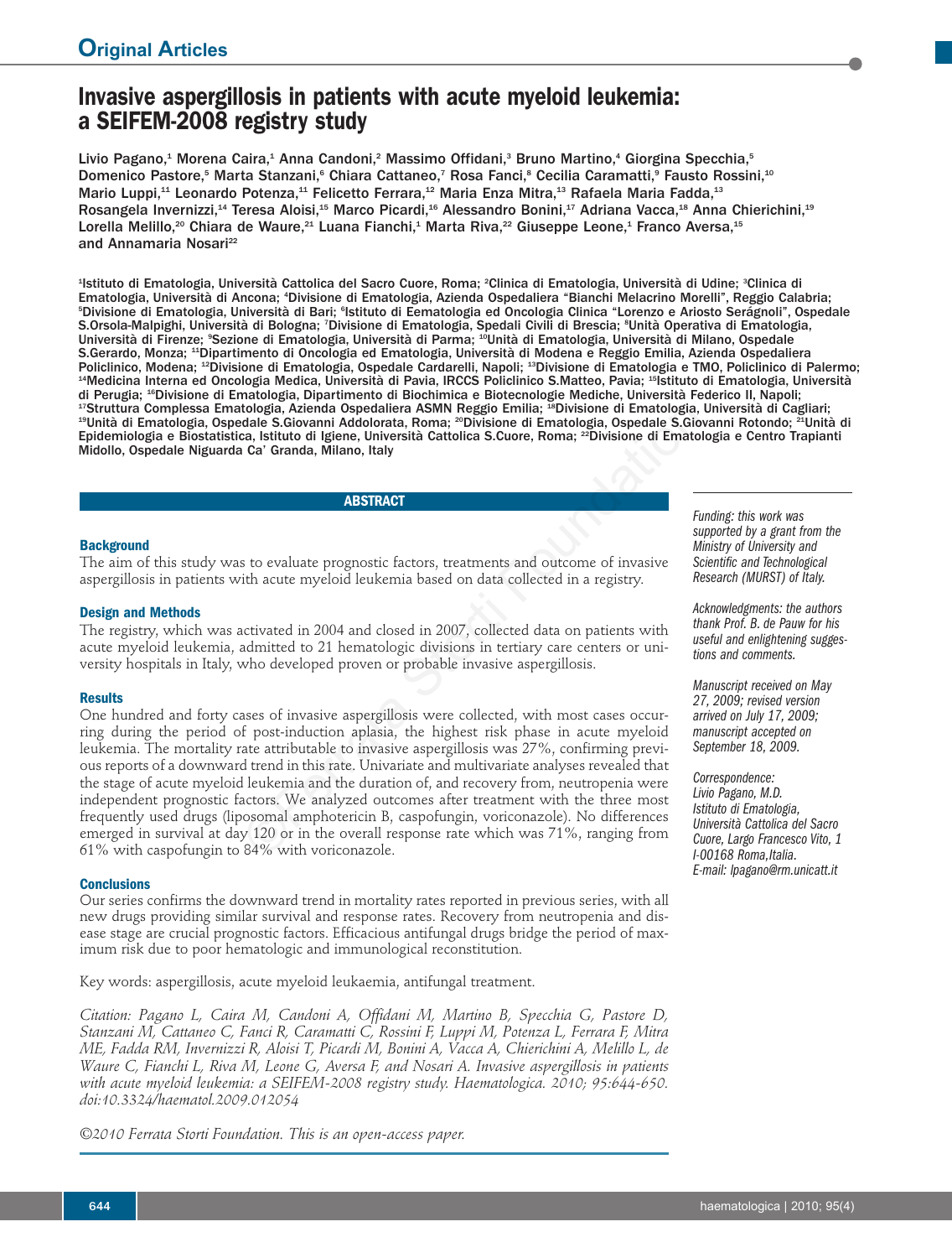Original Articles

# Invasive aspergillosis in patients with acute myeloid leukemia: a SEIFEM-2008 registry study

Livio Pagano,[1] Morena Caira,[1] Anna Candoni,[2] Massimo Offidani,[3] Bruno Martino,[4] Giorgina Specchia,[5] Domenico Pastore,[5] Marta Stanzani,[6] Chiara Cattaneo,[7] Rosa Fanci,[8] Cecilia Caramatti,[9] Fausto Rossini,[10] Mario Luppi,[11] Leonardo Potenza,[11] Felicetto Ferrara,[12] Maria Enza Mitra,[13] Rafaela Maria Fadda,[13] Rosangela Invernizzi,[14] Teresa Aloisi,[15] Marco Picardi,[16] Alessandro Bonini,[17] Adriana Vacca,[18] Anna Chierichini,[19] Lorella Melillo,[20] Chiara de Waure,[21] Luana Fianchi,[1] Marta Riva,[22] Giuseppe Leone,[1] Franco Aversa,[15] and Annamaria Nosari[22]

[1]Istituto di Ematologia, Università Cattolica del Sacro Cuore, Roma; [2]Clinica di Ematologia, Università di Udine; [3]Clinica di Ematologia, Università di Ancona; [4]Divisione di Ematologia, Azienda Ospedaliera "Bianchi Melacrino Morelli", Reggio Calabria; [5]Divisione di Ematologia, Università di Bari; [6]Istituto di Eematologia ed Oncologia Clinica "Lorenzo e Ariosto Serágnoli", Ospedale S.Orsola-Malpighi, Università di Bologna; [7]Divisione di Ematologia, Spedali Civili di Brescia; [8]Unità Operativa di Ematologia, Università di Firenze; [9]Sezione di Ematologia, Università di Parma; [10]Unità di Ematologia, Università di Milano, Ospedale S.Gerardo, Monza; [11]Dipartimento di Oncologia ed Ematologia, Università di Modena e Reggio Emilia, Azienda Ospedaliera Policlinico, Modena; [12]Divisione di Ematologia, Ospedale Cardarelli, Napoli; [13]Divisione di Ematologia e TMO, Policlinico di Palermo; [14]Medicina Interna ed Oncologia Medica, Università di Pavia, IRCCS Policlinico S.Matteo, Pavia; [15]Istituto di Ematologia, Università di Perugia; [16]Divisione di Ematologia, Dipartimento di Biochimica e Biotecnologie Mediche, Università Federico II, Napoli; [17]Struttura Complessa Ematologia, Azienda Ospedaliera ASMN Reggio Emilia; [18]Divisione di Ematologia, Università di Cagliari; [19]Unità di Ematologia, Ospedale S.Giovanni Addolorata, Roma; [20]Divisione di Ematologia, Ospedale S.Giovanni Rotondo; [21]Unità di Epidemiologia e Biostatistica, Istituto di Igiene, Università Cattolica S.Cuore, Roma; [22]Divisione di Ematologia e Centro Trapianti Midollo, Ospedale Niguarda Ca' Granda, Milano, Italy

## ABSTRACT

### Background

The aim of this study was to evaluate prognostic factors, treatments and outcome of invasive aspergillosis in patients with acute myeloid leukemia based on data collected in a registry.

### Design and Methods

The registry, which was activated in 2004 and closed in 2007, collected data on patients with acute myeloid leukemia, admitted to 21 hematologic divisions in tertiary care centers or university hospitals in Italy, who developed proven or probable invasive aspergillosis.

### Results

One hundred and forty cases of invasive aspergillosis were collected, with most cases occurring during the period of post-induction aplasia, the highest risk phase in acute myeloid leukemia. The mortality rate attributable to invasive aspergillosis was 27%, confirming previous reports of a downward trend in this rate. Univariate and multivariate analyses revealed that the stage of acute myeloid leukemia and the duration of, and recovery from, neutropenia were independent prognostic factors. We analyzed outcomes after treatment with the three most frequently used drugs (liposomal amphotericin B, caspofungin, voriconazole). No differences emerged in survival at day 120 or in the overall response rate which was 71%, ranging from 61% with caspofungin to 84% with voriconazole.

### Conclusions

Our series confirms the downward trend in mortality rates reported in previous series, with all new drugs providing similar survival and response rates. Recovery from neutropenia and disease stage are crucial prognostic factors. Efficacious antifungal drugs bridge the period of maximum risk due to poor hematologic and immunological reconstitution.

Key words: aspergillosis, acute myeloid leukaemia, antifungal treatment.

*Citation: Pagano L, Caira M, Candoni A, Offidani M, Martino B, Specchia G, Pastore D, Stanzani M, Cattaneo C, Fanci R, Caramatti C, Rossini F, Luppi M, Potenza L, Ferrara F, Mitra ME, Fadda RM, Invernizzi R, Aloisi T, Picardi M, Bonini A, Vacca A, Chierichini A, Melillo L, de Waure C, Fianchi L, Riva M, Leone G, Aversa F, and Nosari A. Invasive aspergillosis in patients with acute myeloid leukemia: a SEIFEM-2008 registry study. Haematologica. 2010; 95:644-650. doi:10.3324/haematol.2009.012054*

*©2010 Ferrata Storti Foundation. This is an open-access paper.*

*Funding: this work was supported by a grant from the Ministry of University and Scientific and Technological Research (MURST) of Italy.*

*Acknowledgments: the authors thank Prof. B. de Pauw for his useful and enlightening suggestions and comments.*

*Manuscript received on May 27, 2009; revised version arrived on July 17, 2009; manuscript accepted on September 18, 2009.*

*Correspondence:*
*Livio Pagano, M.D.*
*Istituto di Ematologia, Università Cattolica del Sacro Cuore, Largo Francesco Vito, 1 I-00168 Roma, Italia.*
*E-mail: lpagano@rm.unicatt.it*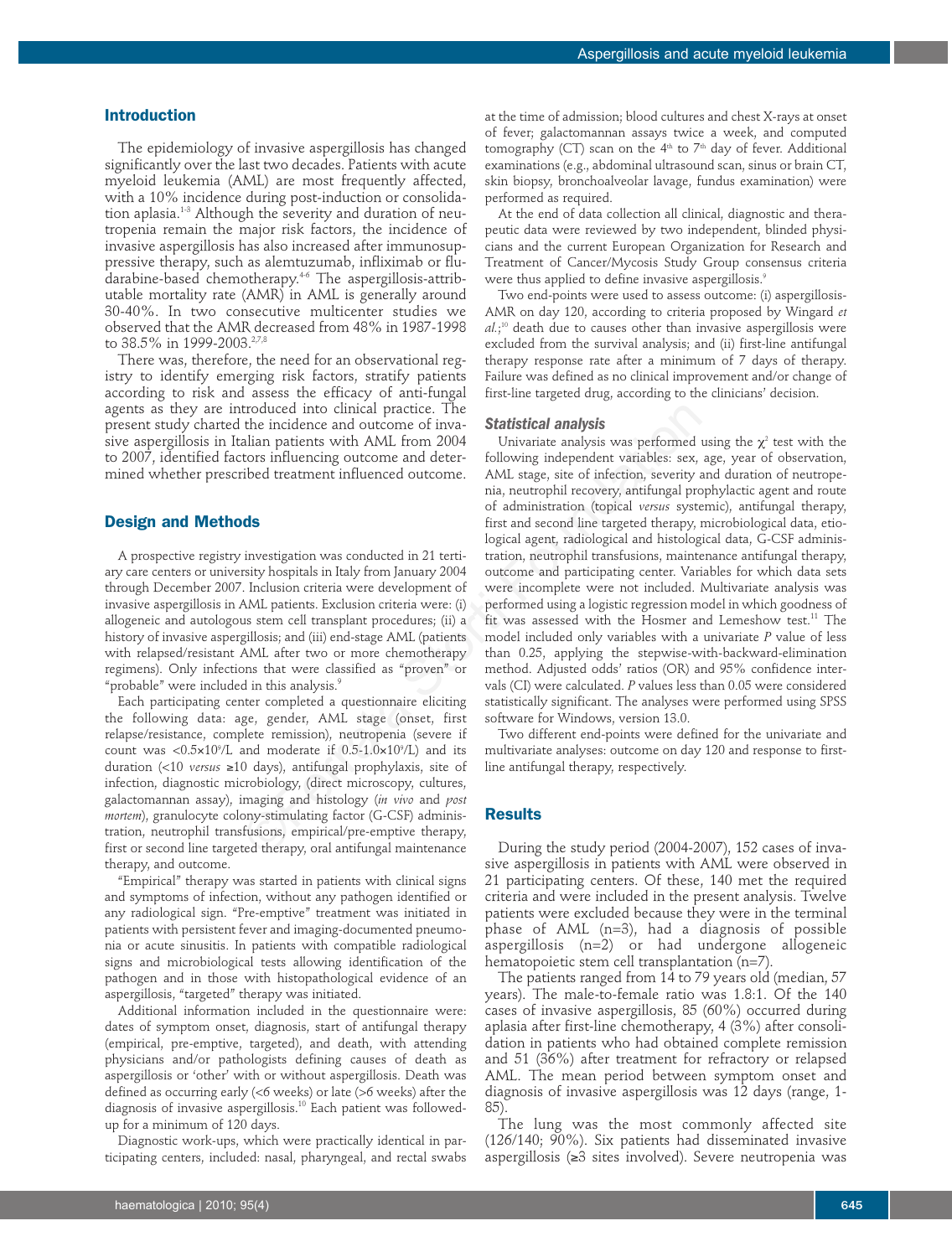## Introduction

The epidemiology of invasive aspergillosis has changed significantly over the last two decades. Patients with acute myeloid leukemia (AML) are most frequently affected, with a 10% incidence during post-induction or consolidation aplasia.[1-3] Although the severity and duration of neutropenia remain the major risk factors, the incidence of invasive aspergillosis has also increased after immunosuppressive therapy, such as alemtuzumab, infliximab or fludarabine-based chemotherapy.[4-6] The aspergillosis-attributable mortality rate (AMR) in AML is generally around 30-40%. In two consecutive multicenter studies we observed that the AMR decreased from 48% in 1987-1998 to 38.5% in 1999-2003.[2,7,8]

There was, therefore, the need for an observational registry to identify emerging risk factors, stratify patients according to risk and assess the efficacy of anti-fungal agents as they are introduced into clinical practice. The present study charted the incidence and outcome of invasive aspergillosis in Italian patients with AML from 2004 to 2007, identified factors influencing outcome and determined whether prescribed treatment influenced outcome.

## Design and Methods

A prospective registry investigation was conducted in 21 tertiary care centers or university hospitals in Italy from January 2004 through December 2007. Inclusion criteria were development of invasive aspergillosis in AML patients. Exclusion criteria were: (i) allogeneic and autologous stem cell transplant procedures; (ii) a history of invasive aspergillosis; and (iii) end-stage AML (patients with relapsed/resistant AML after two or more chemotherapy regimens). Only infections that were classified as "proven" or "probable" were included in this analysis.[9]

Each participating center completed a questionnaire eliciting the following data: age, gender, AML stage (onset, first relapse/resistance, complete remission), neutropenia (severe if count was $<0.5\times10^9$/L and moderate if $0.5$-$1.0\times10^9$/L) and its duration (<10 *versus* ≥10 days), antifungal prophylaxis, site of infection, diagnostic microbiology, (direct microscopy, cultures, galactomannan assay), imaging and histology (*in vivo* and *post mortem*), granulocyte colony-stimulating factor (G-CSF) administration, neutrophil transfusions, empirical/pre-emptive therapy, first or second line targeted therapy, oral antifungal maintenance therapy, and outcome.

"Empirical" therapy was started in patients with clinical signs and symptoms of infection, without any pathogen identified or any radiological sign. "Pre-emptive" treatment was initiated in patients with persistent fever and imaging-documented pneumonia or acute sinusitis. In patients with compatible radiological signs and microbiological tests allowing identification of the pathogen and in those with histopathological evidence of an aspergillosis, "targeted" therapy was initiated.

Additional information included in the questionnaire were: dates of symptom onset, diagnosis, start of antifungal therapy (empirical, pre-emptive, targeted), and death, with attending physicians and/or pathologists defining causes of death as aspergillosis or 'other' with or without aspergillosis. Death was defined as occurring early (<6 weeks) or late (>6 weeks) after the diagnosis of invasive aspergillosis.[10] Each patient was followed-up for a minimum of 120 days.

Diagnostic work-ups, which were practically identical in participating centers, included: nasal, pharyngeal, and rectal swabs at the time of admission; blood cultures and chest X-rays at onset of fever; galactomannan assays twice a week, and computed tomography (CT) scan on the 4th to 7th day of fever. Additional examinations (e.g., abdominal ultrasound scan, sinus or brain CT, skin biopsy, bronchoalveolar lavage, fundus examination) were performed as required.

At the end of data collection all clinical, diagnostic and therapeutic data were reviewed by two independent, blinded physicians and the current European Organization for Research and Treatment of Cancer/Mycosis Study Group consensus criteria were thus applied to define invasive aspergillosis.[9]

Two end-points were used to assess outcome: (i) aspergillosis-AMR on day 120, according to criteria proposed by Wingard *et al.*;[10] death due to causes other than invasive aspergillosis were excluded from the survival analysis; and (ii) first-line antifungal therapy response rate after a minimum of 7 days of therapy. Failure was defined as no clinical improvement and/or change of first-line targeted drug, according to the clinicians' decision.

### Statistical analysis

Univariate analysis was performed using the $\chi^2$ test with the following independent variables: sex, age, year of observation, AML stage, site of infection, severity and duration of neutropenia, neutrophil recovery, antifungal prophylactic agent and route of administration (topical *versus* systemic), antifungal therapy, first and second line targeted therapy, microbiological data, etiological agent, radiological and histological data, G-CSF administration, neutrophil transfusions, maintenance antifungal therapy, outcome and participating center. Variables for which data sets were incomplete were not included. Multivariate analysis was performed using a logistic regression model in which goodness of fit was assessed with the Hosmer and Lemeshow test.[11] The model included only variables with a univariate *P* value of less than 0.25, applying the stepwise-with-backward-elimination method. Adjusted odds' ratios (OR) and 95% confidence intervals (CI) were calculated. *P* values less than 0.05 were considered statistically significant. The analyses were performed using SPSS software for Windows, version 13.0.

Two different end-points were defined for the univariate and multivariate analyses: outcome on day 120 and response to first-line antifungal therapy, respectively.

## Results

During the study period (2004-2007), 152 cases of invasive aspergillosis in patients with AML were observed in 21 participating centers. Of these, 140 met the required criteria and were included in the present analysis. Twelve patients were excluded because they were in the terminal phase of AML (n=3), had a diagnosis of possible aspergillosis (n=2) or had undergone allogeneic hematopoietic stem cell transplantation (n=7).

The patients ranged from 14 to 79 years old (median, 57 years). The male-to-female ratio was 1.8:1. Of the 140 cases of invasive aspergillosis, 85 (60%) occurred during aplasia after first-line chemotherapy, 4 (3%) after consolidation in patients who had obtained complete remission and 51 (36%) after treatment for refractory or relapsed AML. The mean period between symptom onset and diagnosis of invasive aspergillosis was 12 days (range, 1-85).

The lung was the most commonly affected site (126/140; 90%). Six patients had disseminated invasive aspergillosis (≥3 sites involved). Severe neutropenia was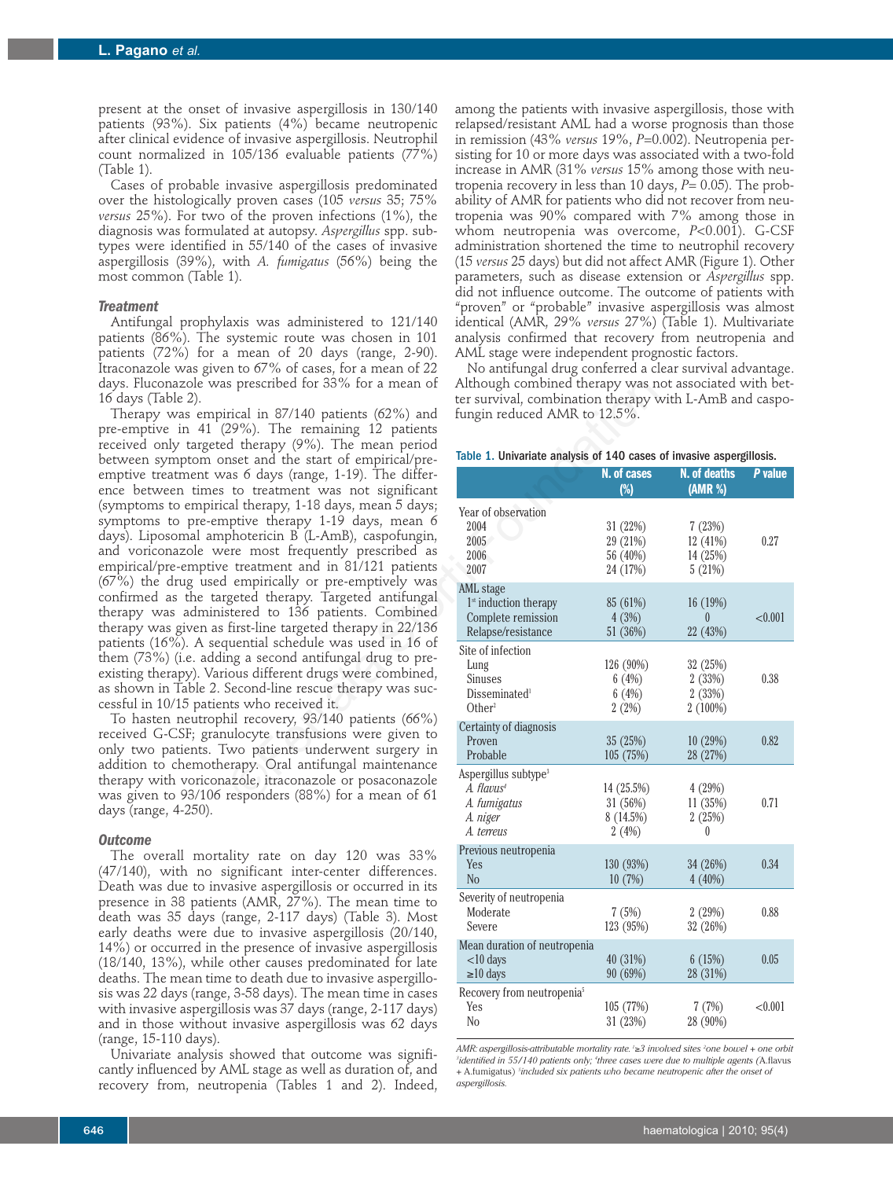present at the onset of invasive aspergillosis in 130/140 patients (93%). Six patients (4%) became neutropenic after clinical evidence of invasive aspergillosis. Neutrophil count normalized in 105/136 evaluable patients (77%) (Table 1).

Cases of probable invasive aspergillosis predominated over the histologically proven cases (105 *versus* 35; 75% *versus* 25%). For two of the proven infections (1%), the diagnosis was formulated at autopsy. *Aspergillus* spp. subtypes were identified in 55/140 of the cases of invasive aspergillosis (39%), with *A. fumigatus* (56%) being the most common (Table 1).

### Treatment

Antifungal prophylaxis was administered to 121/140 patients (86%). The systemic route was chosen in 101 patients (72%) for a mean of 20 days (range, 2-90). Itraconazole was given to 67% of cases, for a mean of 22 days. Fluconazole was prescribed for 33% for a mean of 16 days (Table 2).

Therapy was empirical in 87/140 patients (62%) and pre-emptive in 41 (29%). The remaining 12 patients received only targeted therapy (9%). The mean period between symptom onset and the start of empirical/pre-emptive treatment was 6 days (range, 1-19). The difference between times to treatment was not significant (symptoms to empirical therapy, 1-18 days, mean 5 days; symptoms to pre-emptive therapy 1-19 days, mean 6 days). Liposomal amphotericin B (L-AmB), caspofungin, and voriconazole were most frequently prescribed as empirical/pre-emptive treatment and in 81/121 patients (67%) the drug used empirically or pre-emptively was confirmed as the targeted therapy. Targeted antifungal therapy was administered to 136 patients. Combined therapy was given as first-line targeted therapy in 22/136 patients (16%). A sequential schedule was used in 16 of them (73%) (i.e. adding a second antifungal drug to pre-existing therapy). Various different drugs were combined, as shown in Table 2. Second-line rescue therapy was successful in 10/15 patients who received it.

To hasten neutrophil recovery, 93/140 patients (66%) received G-CSF; granulocyte transfusions were given to only two patients. Two patients underwent surgery in addition to chemotherapy. Oral antifungal maintenance therapy with voriconazole, itraconazole or posaconazole was given to 93/106 responders (88%) for a mean of 61 days (range, 4-250).

### Outcome

The overall mortality rate on day 120 was 33% (47/140), with no significant inter-center differences. Death was due to invasive aspergillosis or occurred in its presence in 38 patients (AMR, 27%). The mean time to death was 35 days (range, 2-117 days) (Table 3). Most early deaths were due to invasive aspergillosis (20/140, 14%) or occurred in the presence of invasive aspergillosis (18/140, 13%), while other causes predominated for late deaths. The mean time to death due to invasive aspergillosis was 22 days (range, 3-58 days). The mean time in cases with invasive aspergillosis was 37 days (range, 2-117 days) and in those without invasive aspergillosis was 62 days (range, 15-110 days).

Univariate analysis showed that outcome was significantly influenced by AML stage as well as duration of, and recovery from, neutropenia (Tables 1 and 2). Indeed, among the patients with invasive aspergillosis, those with relapsed/resistant AML had a worse prognosis than those in remission (43% *versus* 19%, *P*=0.002). Neutropenia persisting for 10 or more days was associated with a two-fold increase in AMR (31% *versus* 15% among those with neutropenia recovery in less than 10 days, *P*= 0.05). The probability of AMR for patients who did not recover from neutropenia was 90% compared with 7% among those in whom neutropenia was overcome, *P*<0.001). G-CSF administration shortened the time to neutrophil recovery (15 *versus* 25 days) but did not affect AMR (Figure 1). Other parameters, such as disease extension or *Aspergillus* spp. did not influence outcome. The outcome of patients with "proven" or "probable" invasive aspergillosis was almost identical (AMR, 29% *versus* 27%) (Table 1). Multivariate analysis confirmed that recovery from neutropenia and AML stage were independent prognostic factors.

No antifungal drug conferred a clear survival advantage. Although combined therapy was not associated with better survival, combination therapy with L-AmB and caspofungin reduced AMR to 12.5%.

**Table 1.** Univariate analysis of 140 cases of invasive aspergillosis.

| | N. of cases (%) | N. of deaths (AMR %) | *P* value |
|---|---|---|---|
| **Year of observation** | | | |
| 2004 | 31 (22%) | 7 (23%) | |
| 2005 | 29 (21%) | 12 (41%) | 0.27 |
| 2006 | 56 (40%) | 14 (25%) | |
| 2007 | 24 (17%) | 5 (21%) | |
| **AML stage** | | | |
| 1st induction therapy | 85 (61%) | 16 (19%) | |
| Complete remission | 4 (3%) | 0 | <0.001 |
| Relapse/resistance | 51 (36%) | 22 (43%) | |
| **Site of infection** | | | |
| Lung | 126 (90%) | 32 (25%) | |
| Sinuses | 6 (4%) | 2 (33%) | 0.38 |
| Disseminated[1] | 6 (4%) | 2 (33%) | |
| Other[2] | 2 (2%) | 2 (100%) | |
| **Certainty of diagnosis** | | | |
| Proven | 35 (25%) | 10 (29%) | 0.82 |
| Probable | 105 (75%) | 28 (27%) | |
| **Aspergillus subtype[3]** | | | |
| *A. flavus*[4] | 14 (25.5%) | 4 (29%) | |
| *A. fumigatus* | 31 (56%) | 11 (35%) | 0.71 |
| *A. niger* | 8 (14.5%) | 2 (25%) | |
| *A. terreus* | 2 (4%) | 0 | |
| **Previous neutropenia** | | | |
| Yes | 130 (93%) | 34 (26%) | 0.34 |
| No | 10 (7%) | 4 (40%) | |
| **Severity of neutropenia** | | | |
| Moderate | 7 (5%) | 2 (29%) | 0.88 |
| Severe | 123 (95%) | 32 (26%) | |
| **Mean duration of neutropenia** | | | |
| <10 days | 40 (31%) | 6 (15%) | 0.05 |
| ≥10 days | 90 (69%) | 28 (31%) | |
| **Recovery from neutropenia[5]** | | | |
| Yes | 105 (77%) | 7 (7%) | <0.001 |
| No | 31 (23%) | 28 (90%) | |

*AMR: aspergillosis-attributable mortality rate. [1]≥3 involved sites [2]one bowel + one orbit [3]identified in 55/140 patients only; [4]three cases were due to multiple agents (A.flavus + A.fumigatus) [5]included six patients who became neutropenic after the onset of aspergillosis.*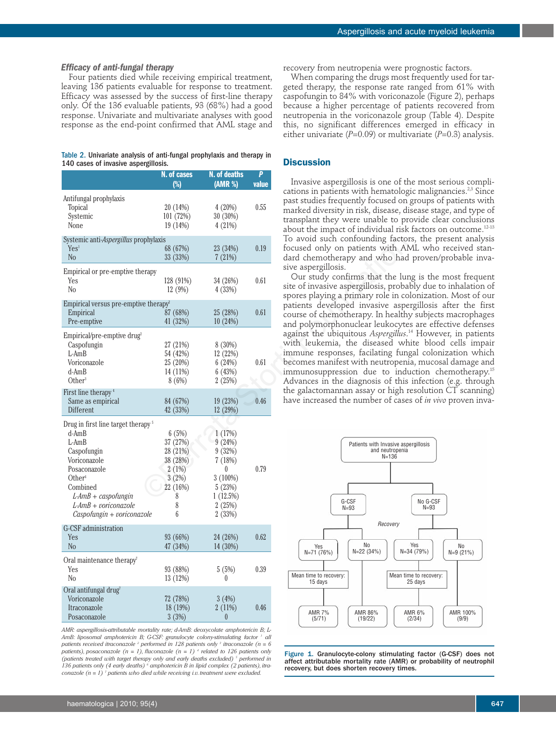### Efficacy of anti-fungal therapy

Four patients died while receiving empirical treatment, leaving 136 patients evaluable for response to treatment. Efficacy was assessed by the success of first-line therapy only. Of the 136 evaluable patients, 93 (68%) had a good response. Univariate and multivariate analyses with good response as the end-point confirmed that AML stage and recovery from neutropenia were prognostic factors.

When comparing the drugs most frequently used for targeted therapy, the response rate ranged from 61% with caspofungin to 84% with voriconazole (Figure 2), perhaps because a higher percentage of patients recovered from neutropenia in the voriconazole group (Table 4). Despite this, no significant differences emerged in efficacy in either univariate ($P$=0.09) or multivariate ($P$=0.3) analysis.

Table 2. Univariate analysis of anti-fungal prophylaxis and therapy in 140 cases of invasive aspergillosis.

| | N. of cases (%) | N. of deaths (AMR %) | P value |
|---|---|---|---|
| **Antifungal prophylaxis** | | | |
| Topical | 20 (14%) | 4 (20%) | 0.55 |
| Systemic | 101 (72%) | 30 (30%) | |
| None | 19 (14%) | 4 (21%) | |
| **Systemic anti-*Aspergillus* prophylaxis** | | | |
| Yes[1] | 68 (67%) | 23 (34%) | 0.19 |
| No | 33 (33%) | 7 (21%) | |
| **Empirical or pre-emptive therapy** | | | |
| Yes | 128 (91%) | 34 (26%) | 0.61 |
| No | 12 (9%) | 4 (33%) | |
| **Empirical versus pre-emptive therapy[2]** | | | |
| Empirical | 87 (68%) | 25 (28%) | 0.61 |
| Pre-emptive | 41 (32%) | 10 (24%) | |
| **Empirical/pre-emptive drug[2]** | | | |
| Caspofungin | 27 (21%) | 8 (30%) | |
| L-AmB | 54 (42%) | 12 (22%) | |
| Voriconazole | 25 (20%) | 6 (24%) | 0.61 |
| d-AmB | 14 (11%) | 6 (43%) | |
| Other[3] | 8 (6%) | 2 (25%) | |
| **First line therapy[4]** | | | |
| Same as empirical | 84 (67%) | 19 (23%) | 0.46 |
| Different | 42 (33%) | 12 (29%) | |
| **Drug in first line target therapy[5]** | | | |
| d-AmB | 6 (5%) | 1 (17%) | |
| L-AmB | 37 (27%) | 9 (24%) | |
| Caspofungin | 28 (21%) | 9 (32%) | |
| Voriconazole | 38 (28%) | 7 (18%) | |
| Posaconazole | 2 (1%) | 0 | 0.79 |
| Other[6] | 3 (2%) | 3 (100%) | |
| Combined | 22 (16%) | 5 (23%) | |
| *L-AmB + caspofungin* | 8 | 1 (12.5%) | |
| *L-AmB + voriconazole* | 8 | 2 (25%) | |
| *Caspofungin + voriconazole* | 6 | 2 (33%) | |
| **G-CSF administration** | | | |
| Yes | 93 (66%) | 24 (26%) | 0.62 |
| No | 47 (34%) | 14 (30%) | |
| **Oral maintenance therapy[7]** | | | |
| Yes | 93 (88%) | 5 (5%) | 0.39 |
| No | 13 (12%) | 0 | |
| **Oral antifungal drug[7]** | | | |
| Voriconazole | 72 (78%) | 3 (4%) | |
| Itraconazole | 18 (19%) | 2 (11%) | 0.46 |
| Posaconazole | 3 (3%) | 0 | |

*AMR: aspergillosis-attributable mortality rate; d-AmB: deoxycolate amphotericin B; L-AmB: liposomal amphotericin B; G-CSF: granulocyte colony-stimulating factor [1] all patients received itraconazole [2] performed in 128 patients only [3] itraconazole (n = 6 patients), posaconazole (n = 1), fluconazole (n = 1) [4] related to 126 patients only (patients treated with target therapy only and early deaths excluded) [5] performed in 136 patients only (4 early deaths) [6] amphotericin B in lipid complex (2 patients), itraconazole (n = 1) [7] patients who died while receiving i.v. treatment were excluded.*

## Discussion

Invasive aspergillosis is one of the most serious complications in patients with hematologic malignancies.[2,3] Since past studies frequently focused on groups of patients with marked diversity in risk, disease, disease stage, and type of transplant they were unable to provide clear conclusions about the impact of individual risk factors on outcome.[12-13] To avoid such confounding factors, the present analysis focused only on patients with AML who received standard chemotherapy and who had proven/probable invasive aspergillosis.

Our study confirms that the lung is the most frequent site of invasive aspergillosis, probably due to inhalation of spores playing a primary role in colonization. Most of our patients developed invasive aspergillosis after the first course of chemotherapy. In healthy subjects macrophages and polymorphonuclear leukocytes are effective defenses against the ubiquitous *Aspergillus*.[14] However, in patients with leukemia, the diseased white blood cells impair immune responses, facilating fungal colonization which becomes manifest with neutropenia, mucosal damage and immunosuppression due to induction chemotherapy.[15] Advances in the diagnosis of this infection (e.g. through the galactomannan assay or high resolution CT scanning) have increased the number of cases of *in vivo* proven inva-

Patients with Invasive aspergillosis and neutropenia N=136

- G-CSF N=93 → Recovery
  - Yes N=71 (76%) — Mean time to recovery: 15 days — AMR 7% (5/71)
  - No N=22 (34%) — AMR 86% (19/22)
- No G-CSF N=93 → Recovery
  - Yes N=34 (79%) — Mean time to recovery: 25 days — AMR 6% (2/34)
  - No N=9 (21%) — AMR 100% (9/9)

**Figure 1.** Granulocyte-colony stimulating factor (G-CSF) does not affect attributable mortality rate (AMR) or probability of neutrophil recovery, but does shorten recovery times.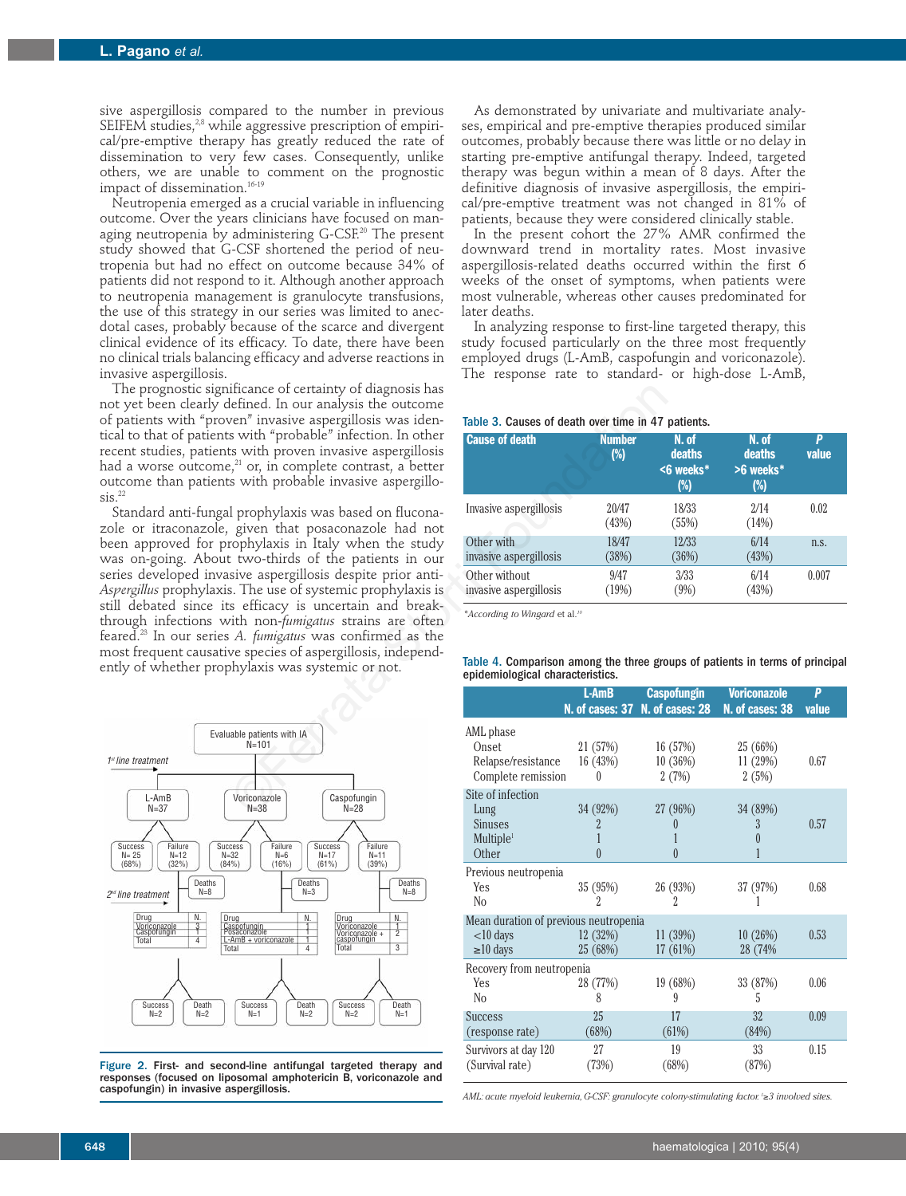sive aspergillosis compared to the number in previous SEIFEM studies,[2,8] while aggressive prescription of empirical/pre-emptive therapy has greatly reduced the rate of dissemination to very few cases. Consequently, unlike others, we are unable to comment on the prognostic impact of dissemination.[16-19]

Neutropenia emerged as a crucial variable in influencing outcome. Over the years clinicians have focused on managing neutropenia by administering G-CSF.[20] The present study showed that G-CSF shortened the period of neutropenia but had no effect on outcome because 34% of patients did not respond to it. Although another approach to neutropenia management is granulocyte transfusions, the use of this strategy in our series was limited to anecdotal cases, probably because of the scarce and divergent clinical evidence of its efficacy. To date, there have been no clinical trials balancing efficacy and adverse reactions in invasive aspergillosis.

The prognostic significance of certainty of diagnosis has not yet been clearly defined. In our analysis the outcome of patients with "proven" invasive aspergillosis was identical to that of patients with "probable" infection. In other recent studies, patients with proven invasive aspergillosis had a worse outcome,[21] or, in complete contrast, a better outcome than patients with probable invasive aspergillosis.[22]

Standard anti-fungal prophylaxis was based on fluconazole or itraconazole, given that posaconazole had not been approved for prophylaxis in Italy when the study was on-going. About two-thirds of the patients in our series developed invasive aspergillosis despite prior anti-*Aspergillus* prophylaxis. The use of systemic prophylaxis is still debated since its efficacy is uncertain and break-through infections with non-*fumigatus* strains are often feared.[23] In our series *A. fumigatus* was confirmed as the most frequent causative species of aspergillosis, independently of whether prophylaxis was systemic or not.

**Figure 2.** First- and second-line antifungal targeted therapy and responses (focused on liposomal amphotericin B, voriconazole and caspofungin) in invasive aspergillosis.

As demonstrated by univariate and multivariate analyses, empirical and pre-emptive therapies produced similar outcomes, probably because there was little or no delay in starting pre-emptive antifungal therapy. Indeed, targeted therapy was begun within a mean of 8 days. After the definitive diagnosis of invasive aspergillosis, the empirical/pre-emptive treatment was not changed in 81% of patients, because they were considered clinically stable.

In the present cohort the 27% AMR confirmed the downward trend in mortality rates. Most invasive aspergillosis-related deaths occurred within the first 6 weeks of the onset of symptoms, when patients were most vulnerable, whereas other causes predominated for later deaths.

In analyzing response to first-line targeted therapy, this study focused particularly on the three most frequently employed drugs (L-AmB, caspofungin and voriconazole). The response rate to standard- or high-dose L-AmB,

**Table 3.** Causes of death over time in 47 patients.

| Cause of death | Number (%) | N. of deaths <6 weeks* (%) | N. of deaths >6 weeks* (%) | P value |
|---|---|---|---|---|
| Invasive aspergillosis | 20/47 (43%) | 18/33 (55%) | 2/14 (14%) | 0.02 |
| Other with invasive aspergillosis | 18/47 (38%) | 12/33 (36%) | 6/14 (43%) | n.s. |
| Other without invasive aspergillosis | 9/47 (19%) | 3/33 (9%) | 6/14 (43%) | 0.007 |

*According to Wingard et al.[10]

**Table 4.** Comparison among the three groups of patients in terms of principal epidemiological characteristics.

| | L-AmB N. of cases: 37 | Caspofungin N. of cases: 28 | Voriconazole N. of cases: 38 | P value |
|---|---|---|---|---|
| AML phase | | | | |
| Onset | 21 (57%) | 16 (57%) | 25 (66%) | |
| Relapse/resistance | 16 (43%) | 10 (36%) | 11 (29%) | 0.67 |
| Complete remission | 0 | 2 (7%) | 2 (5%) | |
| Site of infection | | | | |
| Lung | 34 (92%) | 27 (96%) | 34 (89%) | |
| Sinuses | 2 | 0 | 3 | 0.57 |
| Multiple[1] | 1 | 1 | 0 | |
| Other | 0 | 0 | 1 | |
| Previous neutropenia | | | | |
| Yes | 35 (95%) | 26 (93%) | 37 (97%) | 0.68 |
| No | 2 | 2 | 1 | |
| Mean duration of previous neutropenia | | | | |
| <10 days | 12 (32%) | 11 (39%) | 10 (26%) | 0.53 |
| ≥10 days | 25 (68%) | 17 (61%) | 28 (74% | |
| Recovery from neutropenia | | | | |
| Yes | 28 (77%) | 19 (68%) | 33 (87%) | 0.06 |
| No | 8 | 9 | 5 | |
| Success (response rate) | 25 (68%) | 17 (61%) | 32 (84%) | 0.09 |
| Survivors at day 120 (Survival rate) | 27 (73%) | 19 (68%) | 33 (87%) | 0.15 |

AML: acute myeloid leukemia, G-CSF: granulocyte colony-stimulating factor. [1]≥3 involved sites.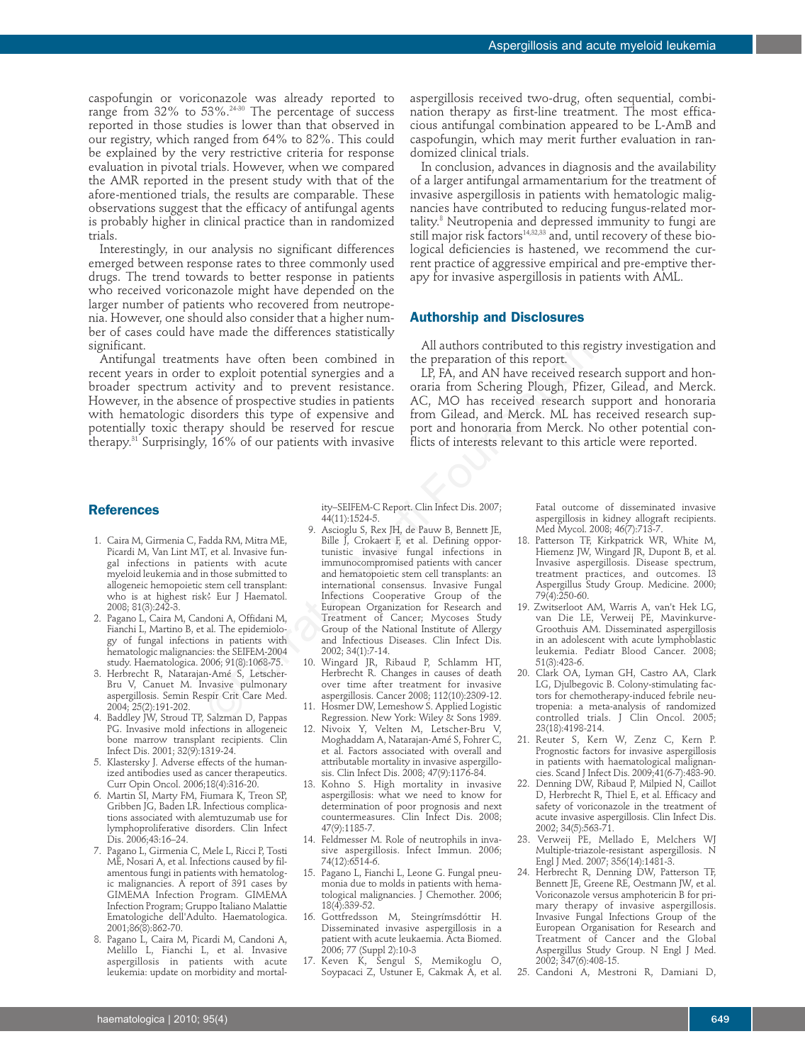caspofungin or voriconazole was already reported to range from 32% to 53%.[24-30] The percentage of success reported in those studies is lower than that observed in our registry, which ranged from 64% to 82%. This could be explained by the very restrictive criteria for response evaluation in pivotal trials. However, when we compared the AMR reported in the present study with that of the afore-mentioned trials, the results are comparable. These observations suggest that the efficacy of antifungal agents is probably higher in clinical practice than in randomized trials.

Interestingly, in our analysis no significant differences emerged between response rates to three commonly used drugs. The trend towards to better response in patients who received voriconazole might have depended on the larger number of patients who recovered from neutropenia. However, one should also consider that a higher number of cases could have made the differences statistically significant.

Antifungal treatments have often been combined in recent years in order to exploit potential synergies and a broader spectrum activity and to prevent resistance. However, in the absence of prospective studies in patients with hematologic disorders this type of expensive and potentially toxic therapy should be reserved for rescue therapy.[31] Surprisingly, 16% of our patients with invasive aspergillosis received two-drug, often sequential, combination therapy as first-line treatment. The most efficacious antifungal combination appeared to be L-AmB and caspofungin, which may merit further evaluation in randomized clinical trials.

In conclusion, advances in diagnosis and the availability of a larger antifungal armamentarium for the treatment of invasive aspergillosis in patients with hematologic malignancies have contributed to reducing fungus-related mortality.[8] Neutropenia and depressed immunity to fungi are still major risk factors[14,32,33] and, until recovery of these biological deficiencies is hastened, we recommend the current practice of aggressive empirical and pre-emptive therapy for invasive aspergillosis in patients with AML.

## Authorship and Disclosures

All authors contributed to this registry investigation and the preparation of this report.

LP, FA, and AN have received research support and honoraria from Schering Plough, Pfizer, Gilead, and Merck. AC, MO has received research support and honoraria from Gilead, and Merck. ML has received research support and honoraria from Merck. No other potential conflicts of interests relevant to this article were reported.

## References

1. Caira M, Girmenia C, Fadda RM, Mitra ME, Picardi M, Van Lint MT, et al. Invasive fungal infections in patients with acute myeloid leukemia and in those submitted to allogeneic hemopoietic stem cell transplant: who is at highest risk? Eur J Haematol. 2008; 81(3):242-3.
2. Pagano L, Caira M, Candoni A, Offidani M, Fianchi L, Martino B, et al. The epidemiology of fungal infections in patients with hematologic malignancies: the SEIFEM-2004 study. Haematologica. 2006; 91(8):1068-75.
3. Herbrecht R, Natarajan-Amé S, Letscher-Bru V, Canuet M. Invasive pulmonary aspergillosis. Semin Respir Crit Care Med. 2004; 25(2):191-202.
4. Baddley JW, Stroud TP, Salzman D, Pappas PG. Invasive mold infections in allogeneic bone marrow transplant recipients. Clin Infect Dis. 2001; 32(9):1319-24.
5. Klastersky J. Adverse effects of the humanized antibodies used as cancer therapeutics. Curr Opin Oncol. 2006;18(4):316-20.
6. Martin SI, Marty FM, Fiumara K, Treon SP, Gribben JG, Baden LR. Infectious complications associated with alemtuzumab use for lymphoproliferative disorders. Clin Infect Dis. 2006;43:16–24.
7. Pagano L, Girmenia C, Mele L, Ricci P, Tosti ME, Nosari A, et al. Infections caused by filamentous fungi in patients with hematologic malignancies. A report of 391 cases by GIMEMA Infection Program. GIMEMA Infection Program; Gruppo Italiano Malattie Ematologiche dell'Adulto. Haematologica. 2001;86(8):862-70.
8. Pagano L, Caira M, Picardi M, Candoni A, Melillo L, Fianchi L, et al. Invasive aspergillosis in patients with acute leukemia: update on morbidity and mortality–SEIFEM-C Report. Clin Infect Dis. 2007; 44(11):1524-5.
9. Ascioglu S, Rex JH, de Pauw B, Bennett JE, Bille J, Crokaert F, et al. Defining opportunistic invasive fungal infections in immunocompromised patients with cancer and hematopoietic stem cell transplants: an international consensus. Invasive Fungal Infections Cooperative Group of the European Organization for Research and Treatment of Cancer; Mycoses Study Group of the National Institute of Allergy and Infectious Diseases. Clin Infect Dis. 2002; 34(1):7-14.
10. Wingard JR, Ribaud P, Schlamm HT, Herbrecht R. Changes in causes of death over time after treatment for invasive aspergillosis. Cancer 2008; 112(10):2309-12.
11. Hosmer DW, Lemeshow S. Applied Logistic Regression. New York: Wiley & Sons 1989.
12. Nivoix Y, Velten M, Letscher-Bru V, Moghaddam A, Natarajan-Amé S, Fohrer C, et al. Factors associated with overall and attributable mortality in invasive aspergillosis. Clin Infect Dis. 2008; 47(9):1176-84.
13. Kohno S. High mortality in invasive aspergillosis: what we need to know for determination of poor prognosis and next countermeasures. Clin Infect Dis. 2008; 47(9):1185-7.
14. Feldmesser M. Role of neutrophils in invasive aspergillosis. Infect Immun. 2006; 74(12):6514-6.
15. Pagano L, Fianchi L, Leone G. Fungal pneumonia due to molds in patients with hematological malignancies. J Chemother. 2006; 18(4):339-52.
16. Gottfredsson M, Steingrímsdóttir H. Disseminated invasive aspergillosis in a patient with acute leukaemia. Acta Biomed. 2006; 77 (Suppl 2):10-3
17. Keven K, Sengul S, Memikoglu O, Soypacaci Z, Ustuner E, Cakmak A, et al. Fatal outcome of disseminated invasive aspergillosis in kidney allograft recipients. Med Mycol. 2008; 46(7):713-7.
18. Patterson TF, Kirkpatrick WR, White M, Hiemenz JW, Wingard JR, Dupont B, et al. Invasive aspergillosis. Disease spectrum, treatment practices, and outcomes. I3 Aspergillus Study Group. Medicine. 2000; 79(4):250-60.
19. Zwitserloot AM, Warris A, van't Hek LG, van Die LE, Verweij PE, Mavinkurve-Groothuis AM. Disseminated aspergillosis in an adolescent with acute lymphoblastic leukemia. Pediatr Blood Cancer. 2008; 51(3):423-6.
20. Clark OA, Lyman GH, Castro AA, Clark LG, Djulbegovic B. Colony-stimulating factors for chemotherapy-induced febrile neutropenia: a meta-analysis of randomized controlled trials. J Clin Oncol. 2005; 23(18):4198-214.
21. Reuter S, Kern W, Zenz C, Kern P. Prognostic factors for invasive aspergillosis in patients with haematological malignancies. Scand J Infect Dis. 2009;41(6-7):483-90.
22. Denning DW, Ribaud P, Milpied N, Caillot D, Herbrecht R, Thiel E, et al. Efficacy and safety of voriconazole in the treatment of acute invasive aspergillosis. Clin Infect Dis. 2002; 34(5):563-71.
23. Verweij PE, Mellado E, Melchers WJ Multiple-triazole-resistant aspergillosis. N Engl J Med. 2007; 356(14):1481-3.
24. Herbrecht R, Denning DW, Patterson TF, Bennett JE, Greene RE, Oestmann JW, et al. Voriconazole versus amphotericin B for primary therapy of invasive aspergillosis. Invasive Fungal Infections Group of the European Organisation for Research and Treatment of Cancer and the Global Aspergillus Study Group. N Engl J Med. 2002; 347(6):408-15.
25. Candoni A, Mestroni R, Damiani D,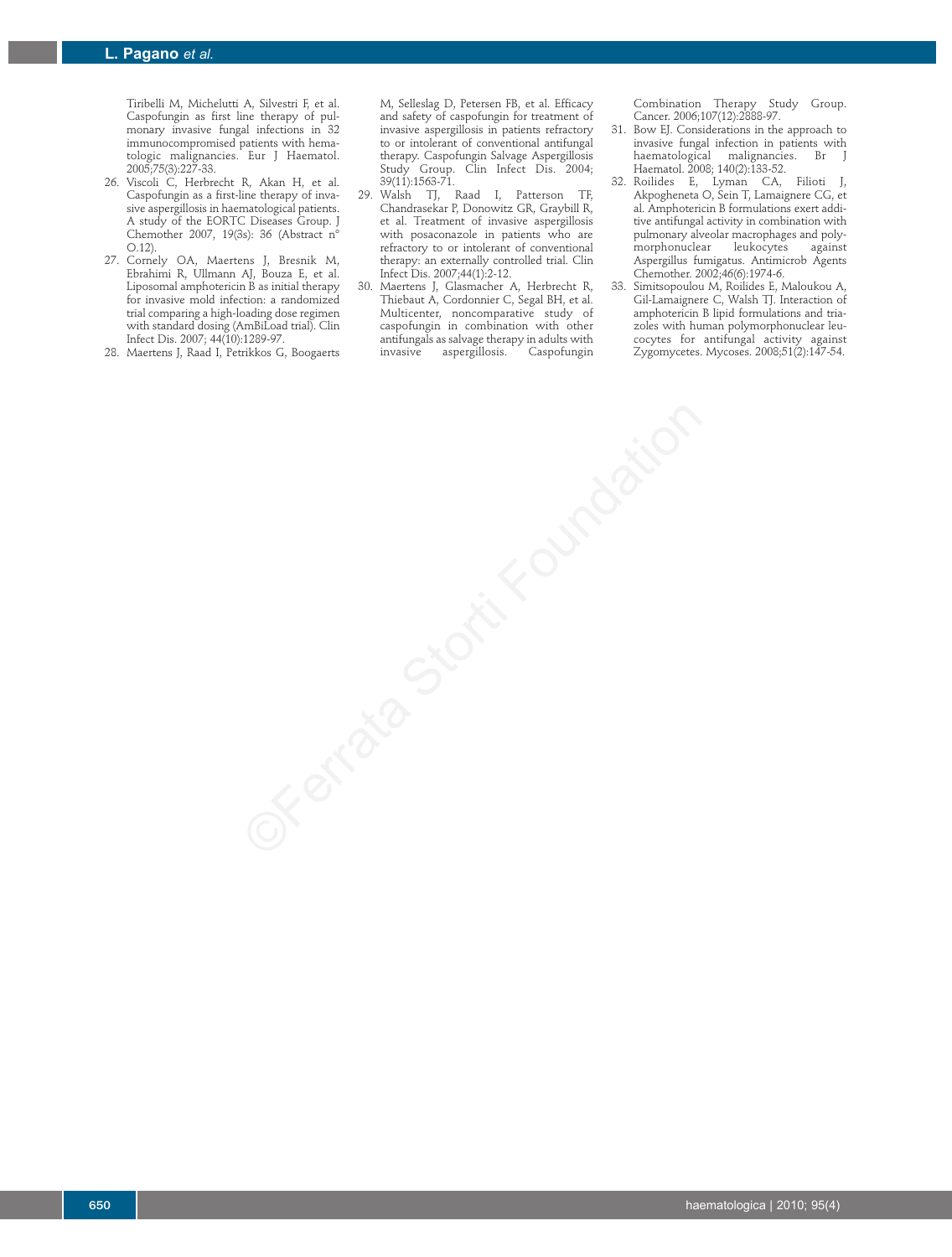Tiribelli M, Michelutti A, Silvestri F, et al. Caspofungin as first line therapy of pulmonary invasive fungal infections in 32 immunocompromised patients with hematologic malignancies. Eur J Haematol. 2005;75(3):227-33.

26. Viscoli C, Herbrecht R, Akan H, et al. Caspofungin as a first-line therapy of invasive aspergillosis in haematological patients. A study of the EORTC Diseases Group. J Chemother 2007, 19(3s): 36 (Abstract n° O.12).
27. Cornely OA, Maertens J, Bresnik M, Ebrahimi R, Ullmann AJ, Bouza E, et al. Liposomal amphotericin B as initial therapy for invasive mold infection: a randomized trial comparing a high-loading dose regimen with standard dosing (AmBiLoad trial). Clin Infect Dis. 2007; 44(10):1289-97.
28. Maertens J, Raad I, Petrikkos G, Boogaerts M, Selleslag D, Petersen FB, et al. Efficacy and safety of caspofungin for treatment of invasive aspergillosis in patients refractory to or intolerant of conventional antifungal therapy. Caspofungin Salvage Aspergillosis Study Group. Clin Infect Dis. 2004; 39(11):1563-71.
29. Walsh TJ, Raad I, Patterson TF, Chandrasekar P, Donowitz GR, Graybill R, et al. Treatment of invasive aspergillosis with posaconazole in patients who are refractory to or intolerant of conventional therapy: an externally controlled trial. Clin Infect Dis. 2007;44(1):2-12.
30. Maertens J, Glasmacher A, Herbrecht R, Thiebaut A, Cordonnier C, Segal BH, et al. Multicenter, noncomparative study of caspofungin in combination with other antifungals as salvage therapy in adults with invasive aspergillosis. Caspofungin Combination Therapy Study Group. Cancer. 2006;107(12):2888-97.
31. Bow EJ. Considerations in the approach to invasive fungal infection in patients with haematological malignancies. Br J Haematol. 2008; 140(2):133-52.
32. Roilides E, Lyman CA, Filioti J, Akpogheneta O, Sein T, Lamaignere CG, et al. Amphotericin B formulations exert additive antifungal activity in combination with pulmonary alveolar macrophages and polymorphonuclear leukocytes against Aspergillus fumigatus. Antimicrob Agents Chemother. 2002;46(6):1974-6.
33. Simitsopoulou M, Roilides E, Maloukou A, Gil-Lamaignere C, Walsh TJ. Interaction of amphotericin B lipid formulations and triazoles with human polymorphonuclear leucocytes for antifungal activity against Zygomycetes. Mycoses. 2008;51(2):147-54.